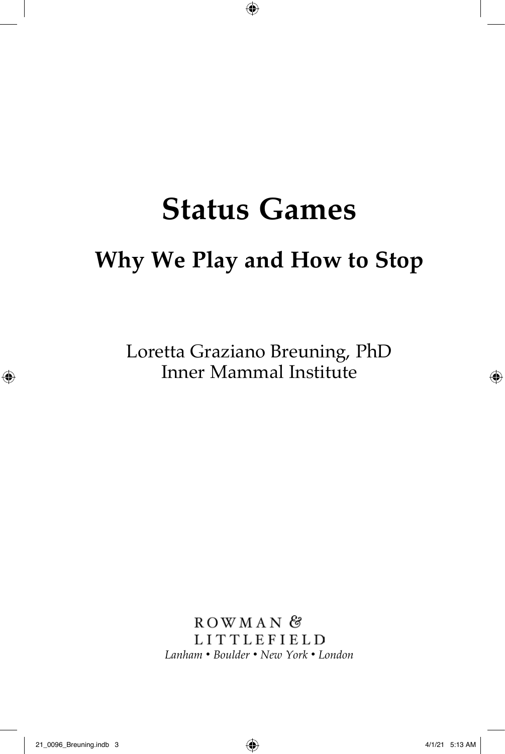# Status Games

## Why We Play and How to Stop

Loretta Graziano Breuning, PhD
Inner Mammal Institute

ROWMAN &
LITTLEFIELD
*Lanham • Boulder • New York • London*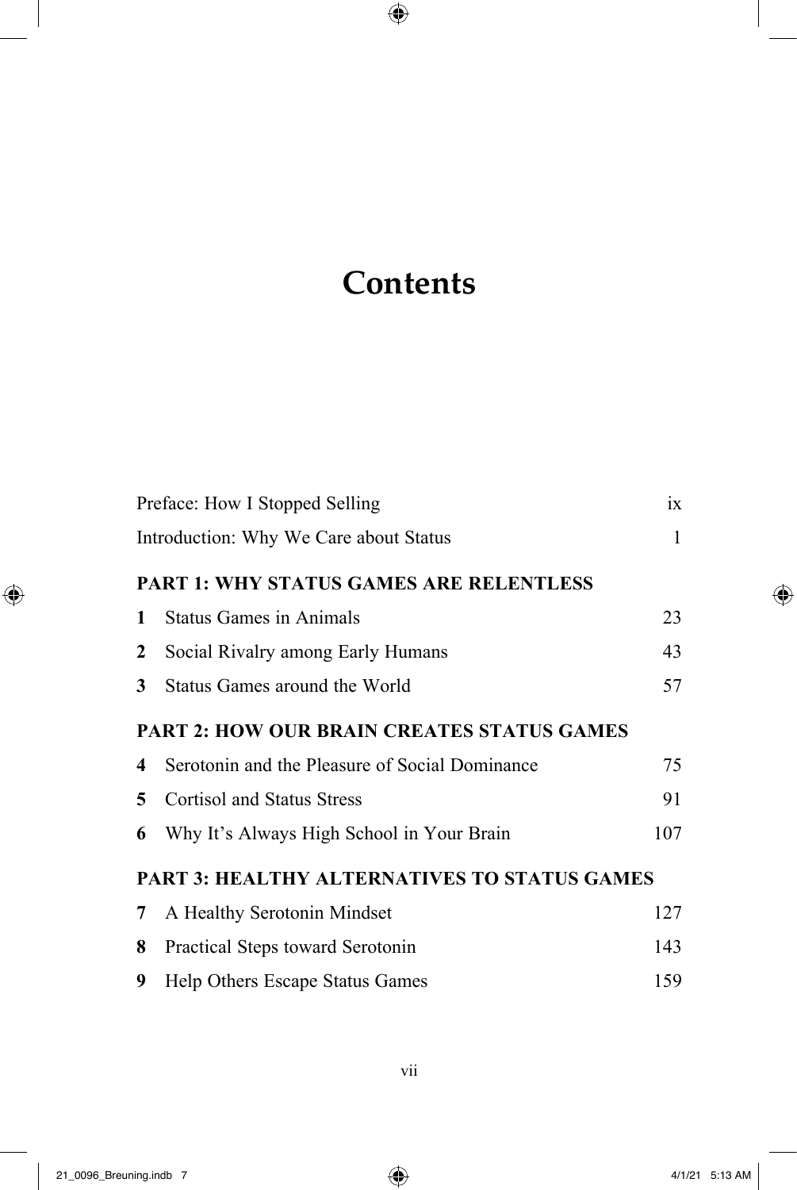# Contents

| | | |
|---|---|---|
| Preface: How I Stopped Selling | | ix |
| Introduction: Why We Care about Status | | 1 |
| **PART 1: WHY STATUS GAMES ARE RELENTLESS** | | |
| **1** | Status Games in Animals | 23 |
| **2** | Social Rivalry among Early Humans | 43 |
| **3** | Status Games around the World | 57 |
| **PART 2: HOW OUR BRAIN CREATES STATUS GAMES** | | |
| **4** | Serotonin and the Pleasure of Social Dominance | 75 |
| **5** | Cortisol and Status Stress | 91 |
| **6** | Why It's Always High School in Your Brain | 107 |
| **PART 3: HEALTHY ALTERNATIVES TO STATUS GAMES** | | |
| **7** | A Healthy Serotonin Mindset | 127 |
| **8** | Practical Steps toward Serotonin | 143 |
| **9** | Help Others Escape Status Games | 159 |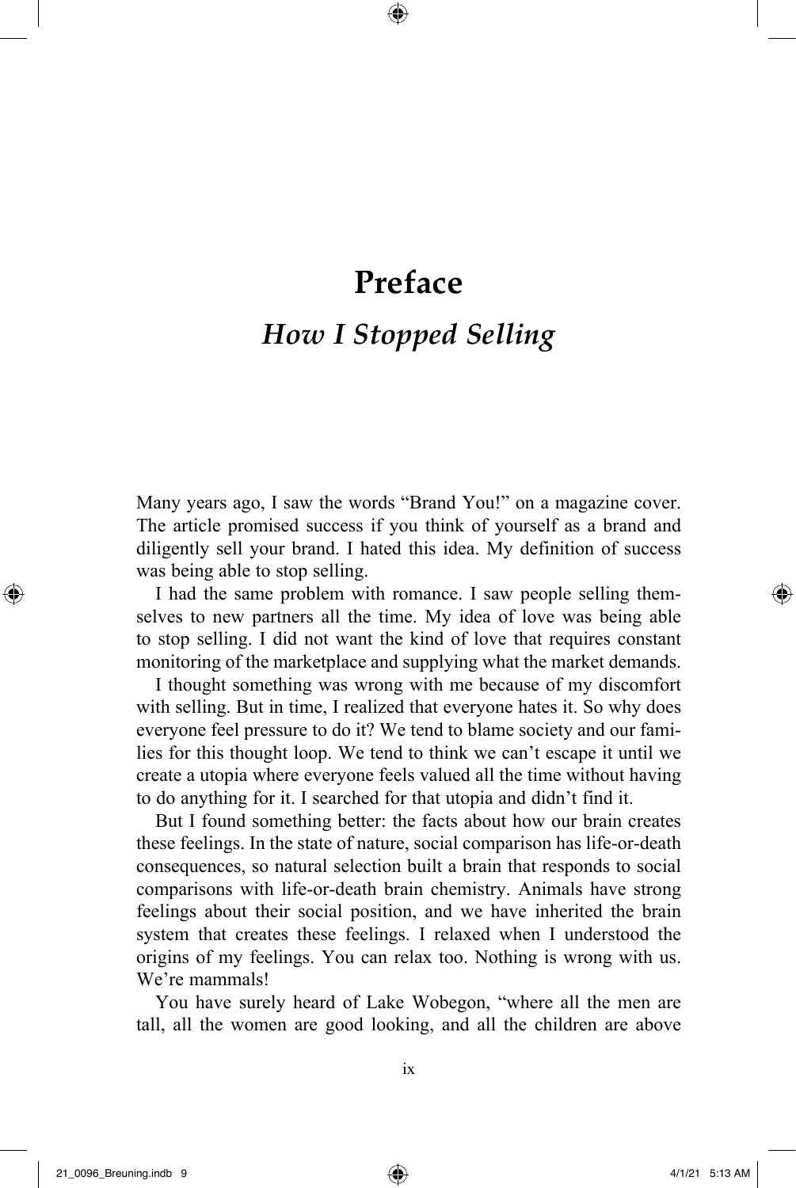# Preface

## *How I Stopped Selling*

Many years ago, I saw the words "Brand You!" on a magazine cover. The article promised success if you think of yourself as a brand and diligently sell your brand. I hated this idea. My definition of success was being able to stop selling.

I had the same problem with romance. I saw people selling themselves to new partners all the time. My idea of love was being able to stop selling. I did not want the kind of love that requires constant monitoring of the marketplace and supplying what the market demands.

I thought something was wrong with me because of my discomfort with selling. But in time, I realized that everyone hates it. So why does everyone feel pressure to do it? We tend to blame society and our families for this thought loop. We tend to think we can't escape it until we create a utopia where everyone feels valued all the time without having to do anything for it. I searched for that utopia and didn't find it.

But I found something better: the facts about how our brain creates these feelings. In the state of nature, social comparison has life-or-death consequences, so natural selection built a brain that responds to social comparisons with life-or-death brain chemistry. Animals have strong feelings about their social position, and we have inherited the brain system that creates these feelings. I relaxed when I understood the origins of my feelings. You can relax too. Nothing is wrong with us. We're mammals!

You have surely heard of Lake Wobegon, "where all the men are tall, all the women are good looking, and all the children are above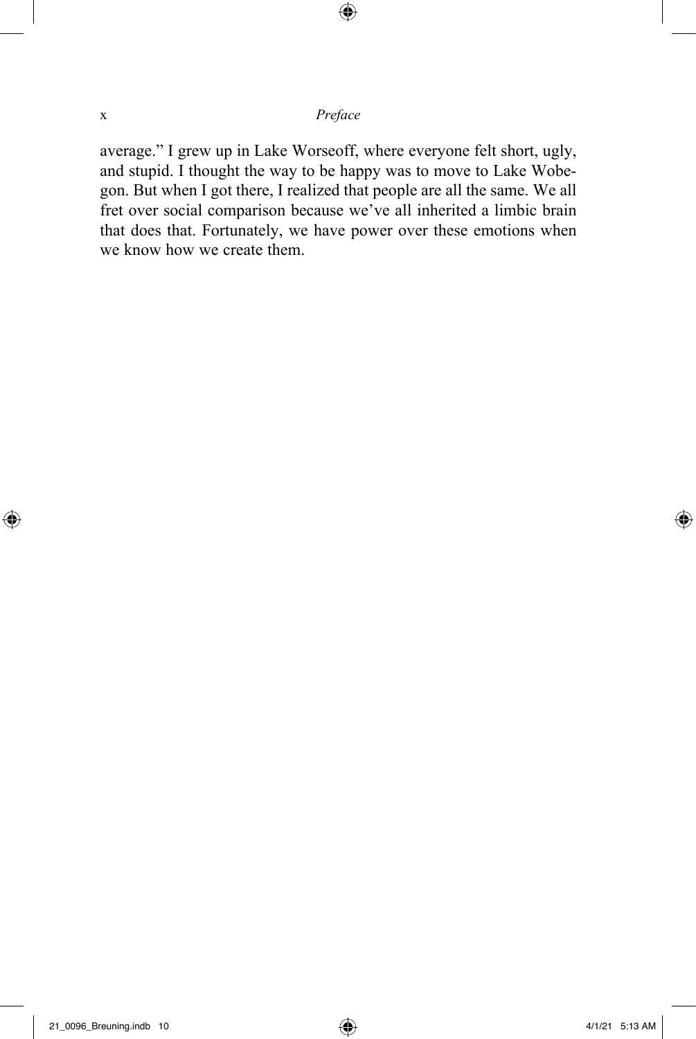average." I grew up in Lake Worseoff, where everyone felt short, ugly, and stupid. I thought the way to be happy was to move to Lake Wobegon. But when I got there, I realized that people are all the same. We all fret over social comparison because we've all inherited a limbic brain that does that. Fortunately, we have power over these emotions when we know how we create them.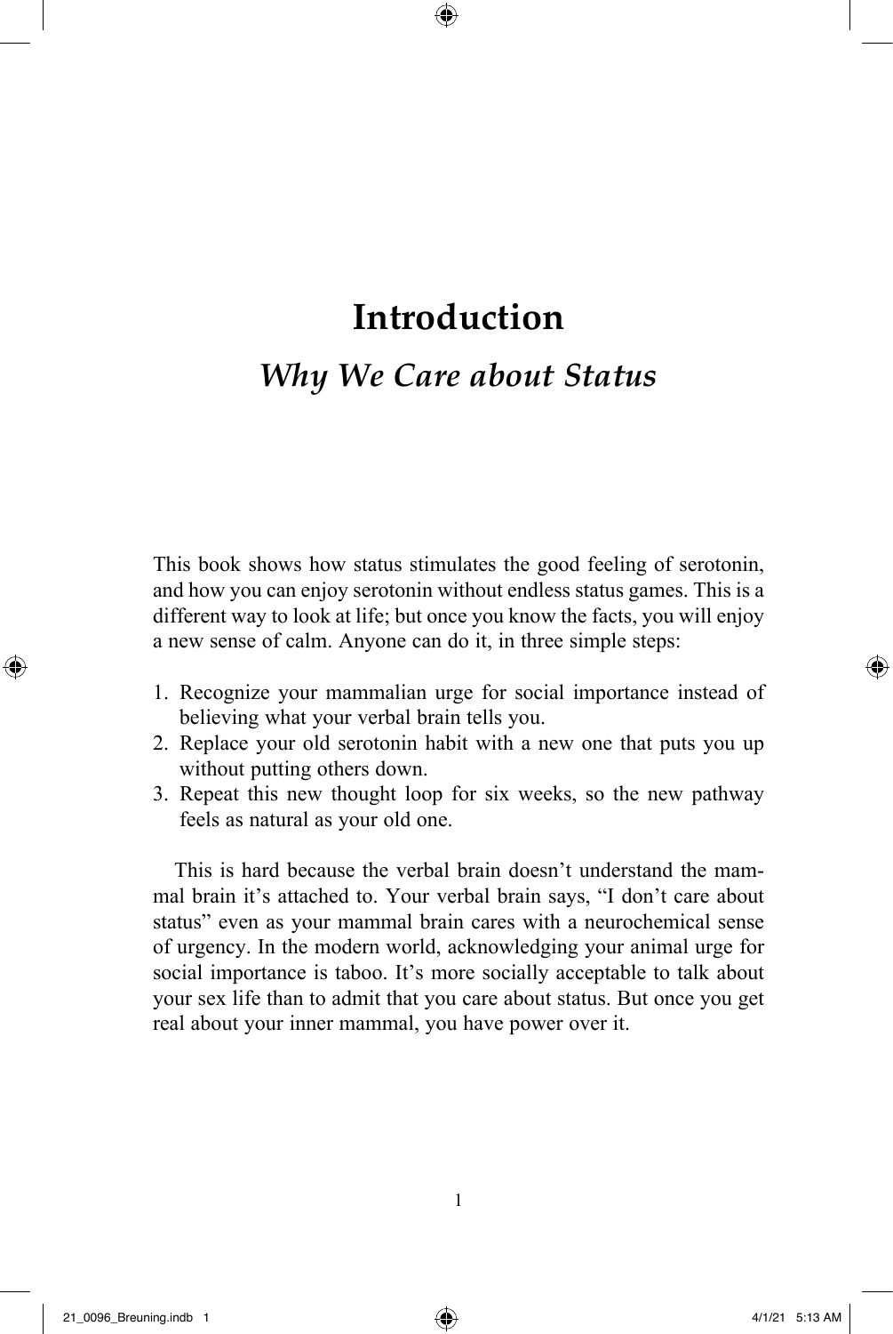# Introduction

## *Why We Care about Status*

This book shows how status stimulates the good feeling of serotonin, and how you can enjoy serotonin without endless status games. This is a different way to look at life; but once you know the facts, you will enjoy a new sense of calm. Anyone can do it, in three simple steps:

1. Recognize your mammalian urge for social importance instead of believing what your verbal brain tells you.
2. Replace your old serotonin habit with a new one that puts you up without putting others down.
3. Repeat this new thought loop for six weeks, so the new pathway feels as natural as your old one.

This is hard because the verbal brain doesn't understand the mammal brain it's attached to. Your verbal brain says, "I don't care about status" even as your mammal brain cares with a neurochemical sense of urgency. In the modern world, acknowledging your animal urge for social importance is taboo. It's more socially acceptable to talk about your sex life than to admit that you care about status. But once you get real about your inner mammal, you have power over it.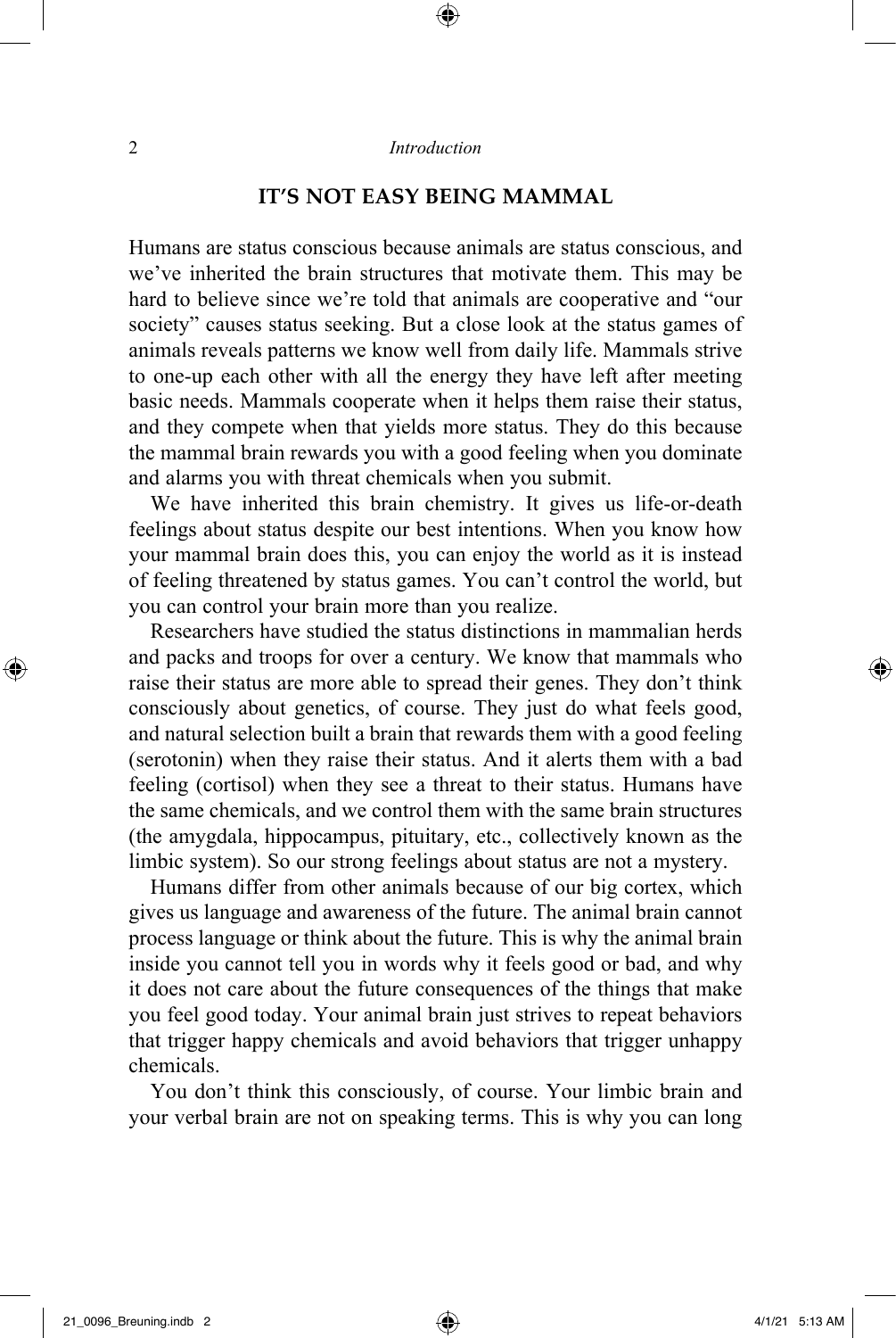## IT'S NOT EASY BEING MAMMAL

Humans are status conscious because animals are status conscious, and we've inherited the brain structures that motivate them. This may be hard to believe since we're told that animals are cooperative and "our society" causes status seeking. But a close look at the status games of animals reveals patterns we know well from daily life. Mammals strive to one-up each other with all the energy they have left after meeting basic needs. Mammals cooperate when it helps them raise their status, and they compete when that yields more status. They do this because the mammal brain rewards you with a good feeling when you dominate and alarms you with threat chemicals when you submit.

We have inherited this brain chemistry. It gives us life-or-death feelings about status despite our best intentions. When you know how your mammal brain does this, you can enjoy the world as it is instead of feeling threatened by status games. You can't control the world, but you can control your brain more than you realize.

Researchers have studied the status distinctions in mammalian herds and packs and troops for over a century. We know that mammals who raise their status are more able to spread their genes. They don't think consciously about genetics, of course. They just do what feels good, and natural selection built a brain that rewards them with a good feeling (serotonin) when they raise their status. And it alerts them with a bad feeling (cortisol) when they see a threat to their status. Humans have the same chemicals, and we control them with the same brain structures (the amygdala, hippocampus, pituitary, etc., collectively known as the limbic system). So our strong feelings about status are not a mystery.

Humans differ from other animals because of our big cortex, which gives us language and awareness of the future. The animal brain cannot process language or think about the future. This is why the animal brain inside you cannot tell you in words why it feels good or bad, and why it does not care about the future consequences of the things that make you feel good today. Your animal brain just strives to repeat behaviors that trigger happy chemicals and avoid behaviors that trigger unhappy chemicals.

You don't think this consciously, of course. Your limbic brain and your verbal brain are not on speaking terms. This is why you can long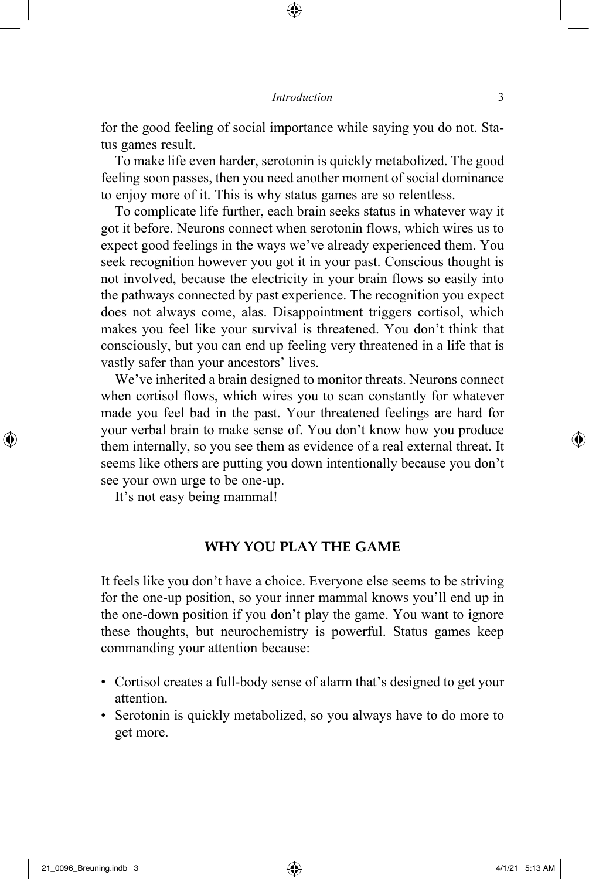for the good feeling of social importance while saying you do not. Status games result.

To make life even harder, serotonin is quickly metabolized. The good feeling soon passes, then you need another moment of social dominance to enjoy more of it. This is why status games are so relentless.

To complicate life further, each brain seeks status in whatever way it got it before. Neurons connect when serotonin flows, which wires us to expect good feelings in the ways we've already experienced them. You seek recognition however you got it in your past. Conscious thought is not involved, because the electricity in your brain flows so easily into the pathways connected by past experience. The recognition you expect does not always come, alas. Disappointment triggers cortisol, which makes you feel like your survival is threatened. You don't think that consciously, but you can end up feeling very threatened in a life that is vastly safer than your ancestors' lives.

We've inherited a brain designed to monitor threats. Neurons connect when cortisol flows, which wires you to scan constantly for whatever made you feel bad in the past. Your threatened feelings are hard for your verbal brain to make sense of. You don't know how you produce them internally, so you see them as evidence of a real external threat. It seems like others are putting you down intentionally because you don't see your own urge to be one-up.

It's not easy being mammal!

## WHY YOU PLAY THE GAME

It feels like you don't have a choice. Everyone else seems to be striving for the one-up position, so your inner mammal knows you'll end up in the one-down position if you don't play the game. You want to ignore these thoughts, but neurochemistry is powerful. Status games keep commanding your attention because:

- Cortisol creates a full-body sense of alarm that's designed to get your attention.
- Serotonin is quickly metabolized, so you always have to do more to get more.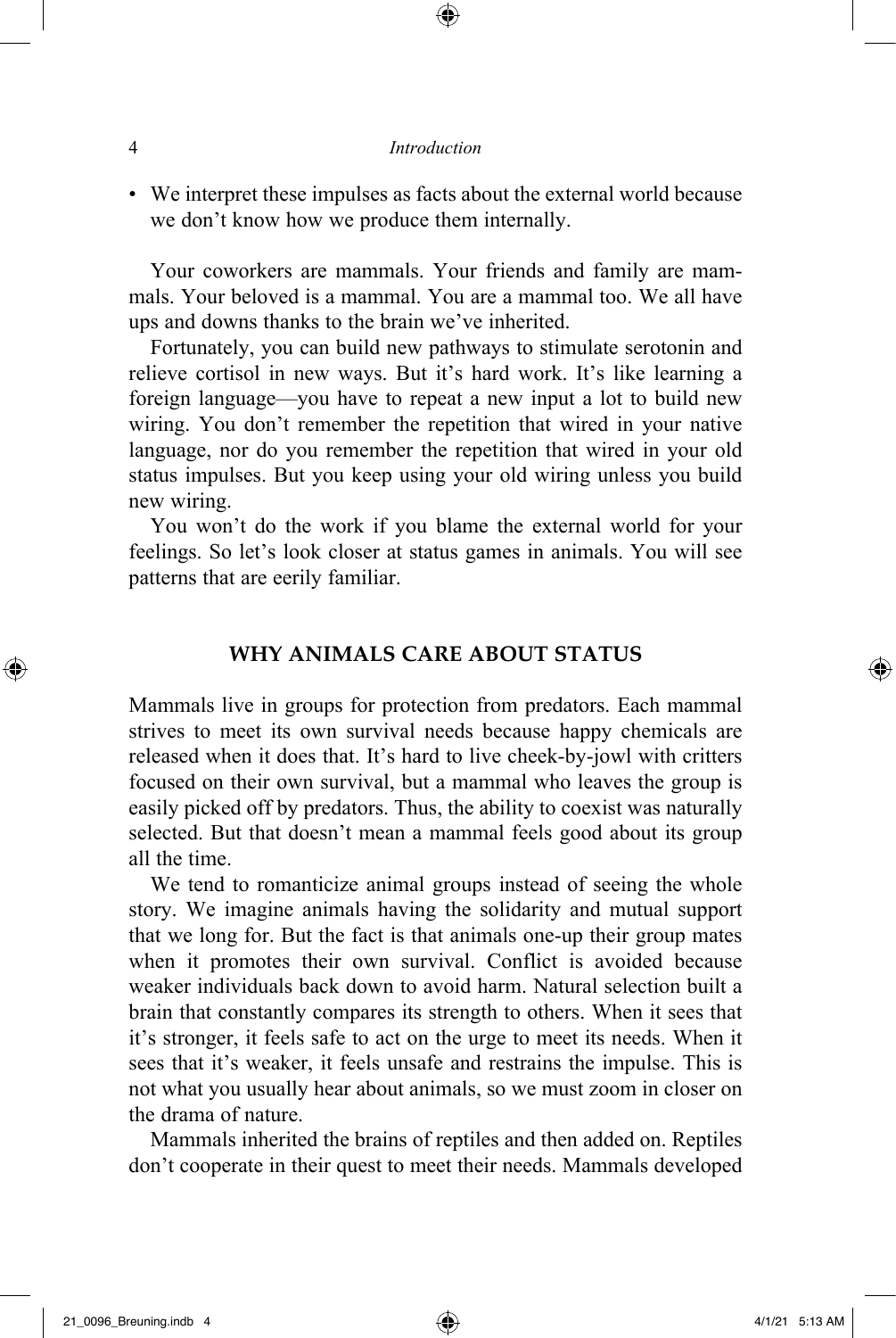- We interpret these impulses as facts about the external world because we don't know how we produce them internally.

Your coworkers are mammals. Your friends and family are mammals. Your beloved is a mammal. You are a mammal too. We all have ups and downs thanks to the brain we've inherited.

Fortunately, you can build new pathways to stimulate serotonin and relieve cortisol in new ways. But it's hard work. It's like learning a foreign language—you have to repeat a new input a lot to build new wiring. You don't remember the repetition that wired in your native language, nor do you remember the repetition that wired in your old status impulses. But you keep using your old wiring unless you build new wiring.

You won't do the work if you blame the external world for your feelings. So let's look closer at status games in animals. You will see patterns that are eerily familiar.

## WHY ANIMALS CARE ABOUT STATUS

Mammals live in groups for protection from predators. Each mammal strives to meet its own survival needs because happy chemicals are released when it does that. It's hard to live cheek-by-jowl with critters focused on their own survival, but a mammal who leaves the group is easily picked off by predators. Thus, the ability to coexist was naturally selected. But that doesn't mean a mammal feels good about its group all the time.

We tend to romanticize animal groups instead of seeing the whole story. We imagine animals having the solidarity and mutual support that we long for. But the fact is that animals one-up their group mates when it promotes their own survival. Conflict is avoided because weaker individuals back down to avoid harm. Natural selection built a brain that constantly compares its strength to others. When it sees that it's stronger, it feels safe to act on the urge to meet its needs. When it sees that it's weaker, it feels unsafe and restrains the impulse. This is not what you usually hear about animals, so we must zoom in closer on the drama of nature.

Mammals inherited the brains of reptiles and then added on. Reptiles don't cooperate in their quest to meet their needs. Mammals developed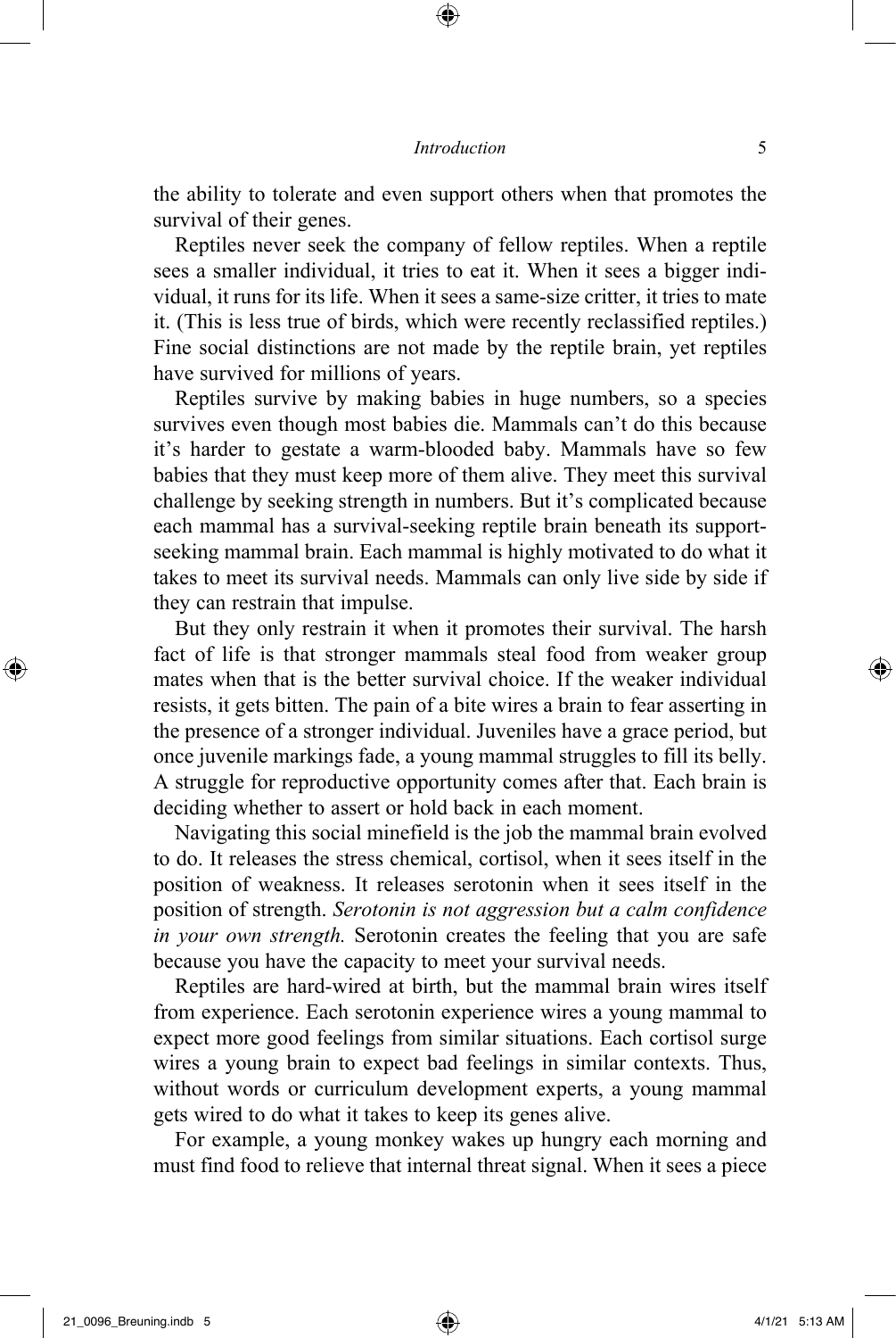the ability to tolerate and even support others when that promotes the survival of their genes.

Reptiles never seek the company of fellow reptiles. When a reptile sees a smaller individual, it tries to eat it. When it sees a bigger individual, it runs for its life. When it sees a same-size critter, it tries to mate it. (This is less true of birds, which were recently reclassified reptiles.) Fine social distinctions are not made by the reptile brain, yet reptiles have survived for millions of years.

Reptiles survive by making babies in huge numbers, so a species survives even though most babies die. Mammals can't do this because it's harder to gestate a warm-blooded baby. Mammals have so few babies that they must keep more of them alive. They meet this survival challenge by seeking strength in numbers. But it's complicated because each mammal has a survival-seeking reptile brain beneath its support-seeking mammal brain. Each mammal is highly motivated to do what it takes to meet its survival needs. Mammals can only live side by side if they can restrain that impulse.

But they only restrain it when it promotes their survival. The harsh fact of life is that stronger mammals steal food from weaker group mates when that is the better survival choice. If the weaker individual resists, it gets bitten. The pain of a bite wires a brain to fear asserting in the presence of a stronger individual. Juveniles have a grace period, but once juvenile markings fade, a young mammal struggles to fill its belly. A struggle for reproductive opportunity comes after that. Each brain is deciding whether to assert or hold back in each moment.

Navigating this social minefield is the job the mammal brain evolved to do. It releases the stress chemical, cortisol, when it sees itself in the position of weakness. It releases serotonin when it sees itself in the position of strength. *Serotonin is not aggression but a calm confidence in your own strength.* Serotonin creates the feeling that you are safe because you have the capacity to meet your survival needs.

Reptiles are hard-wired at birth, but the mammal brain wires itself from experience. Each serotonin experience wires a young mammal to expect more good feelings from similar situations. Each cortisol surge wires a young brain to expect bad feelings in similar contexts. Thus, without words or curriculum development experts, a young mammal gets wired to do what it takes to keep its genes alive.

For example, a young monkey wakes up hungry each morning and must find food to relieve that internal threat signal. When it sees a piece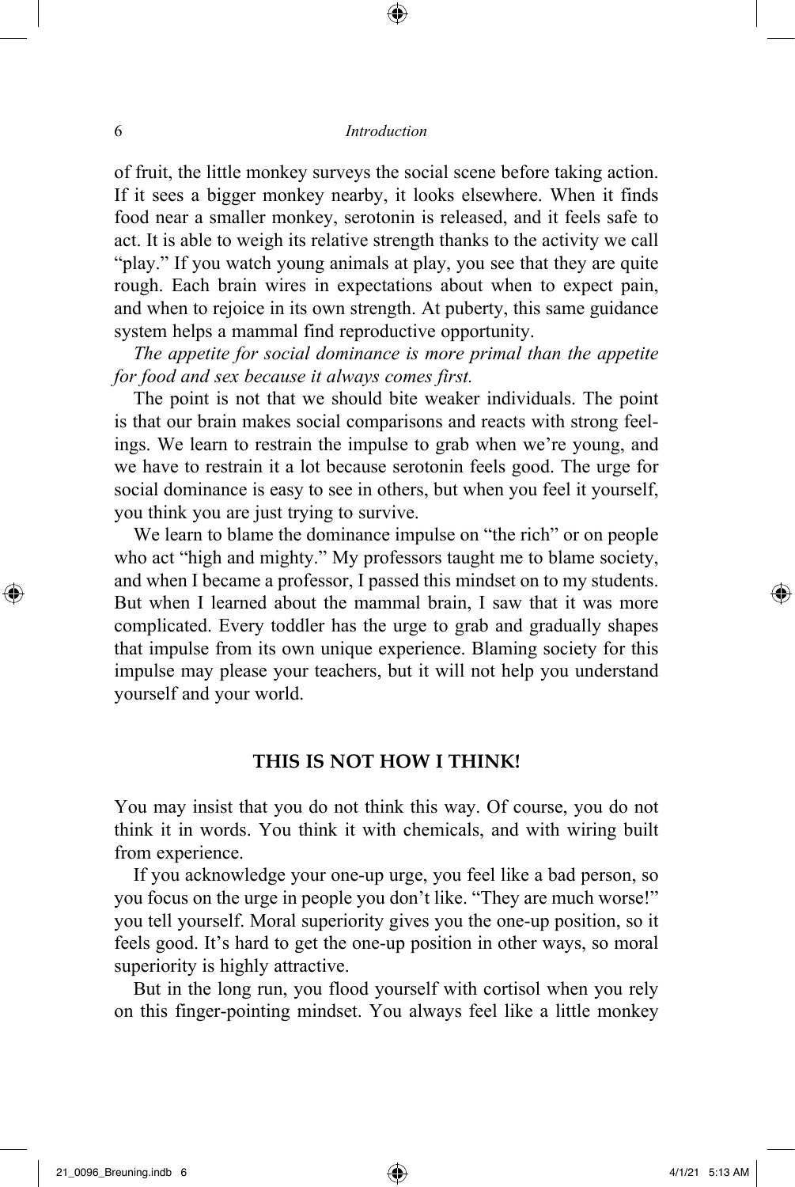of fruit, the little monkey surveys the social scene before taking action. If it sees a bigger monkey nearby, it looks elsewhere. When it finds food near a smaller monkey, serotonin is released, and it feels safe to act. It is able to weigh its relative strength thanks to the activity we call "play." If you watch young animals at play, you see that they are quite rough. Each brain wires in expectations about when to expect pain, and when to rejoice in its own strength. At puberty, this same guidance system helps a mammal find reproductive opportunity.

*The appetite for social dominance is more primal than the appetite for food and sex because it always comes first.*

The point is not that we should bite weaker individuals. The point is that our brain makes social comparisons and reacts with strong feelings. We learn to restrain the impulse to grab when we're young, and we have to restrain it a lot because serotonin feels good. The urge for social dominance is easy to see in others, but when you feel it yourself, you think you are just trying to survive.

We learn to blame the dominance impulse on "the rich" or on people who act "high and mighty." My professors taught me to blame society, and when I became a professor, I passed this mindset on to my students. But when I learned about the mammal brain, I saw that it was more complicated. Every toddler has the urge to grab and gradually shapes that impulse from its own unique experience. Blaming society for this impulse may please your teachers, but it will not help you understand yourself and your world.

## THIS IS NOT HOW I THINK!

You may insist that you do not think this way. Of course, you do not think it in words. You think it with chemicals, and with wiring built from experience.

If you acknowledge your one-up urge, you feel like a bad person, so you focus on the urge in people you don't like. "They are much worse!" you tell yourself. Moral superiority gives you the one-up position, so it feels good. It's hard to get the one-up position in other ways, so moral superiority is highly attractive.

But in the long run, you flood yourself with cortisol when you rely on this finger-pointing mindset. You always feel like a little monkey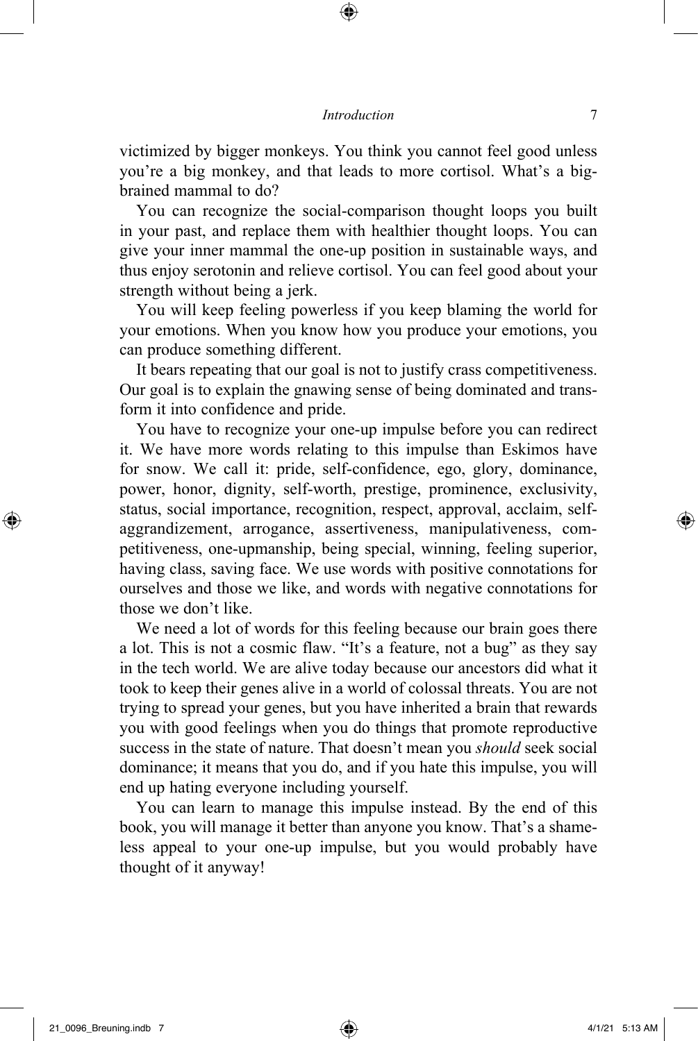victimized by bigger monkeys. You think you cannot feel good unless you're a big monkey, and that leads to more cortisol. What's a big-brained mammal to do?

You can recognize the social-comparison thought loops you built in your past, and replace them with healthier thought loops. You can give your inner mammal the one-up position in sustainable ways, and thus enjoy serotonin and relieve cortisol. You can feel good about your strength without being a jerk.

You will keep feeling powerless if you keep blaming the world for your emotions. When you know how you produce your emotions, you can produce something different.

It bears repeating that our goal is not to justify crass competitiveness. Our goal is to explain the gnawing sense of being dominated and transform it into confidence and pride.

You have to recognize your one-up impulse before you can redirect it. We have more words relating to this impulse than Eskimos have for snow. We call it: pride, self-confidence, ego, glory, dominance, power, honor, dignity, self-worth, prestige, prominence, exclusivity, status, social importance, recognition, respect, approval, acclaim, self-aggrandizement, arrogance, assertiveness, manipulativeness, competitiveness, one-upmanship, being special, winning, feeling superior, having class, saving face. We use words with positive connotations for ourselves and those we like, and words with negative connotations for those we don't like.

We need a lot of words for this feeling because our brain goes there a lot. This is not a cosmic flaw. "It's a feature, not a bug" as they say in the tech world. We are alive today because our ancestors did what it took to keep their genes alive in a world of colossal threats. You are not trying to spread your genes, but you have inherited a brain that rewards you with good feelings when you do things that promote reproductive success in the state of nature. That doesn't mean you *should* seek social dominance; it means that you do, and if you hate this impulse, you will end up hating everyone including yourself.

You can learn to manage this impulse instead. By the end of this book, you will manage it better than anyone you know. That's a shameless appeal to your one-up impulse, but you would probably have thought of it anyway!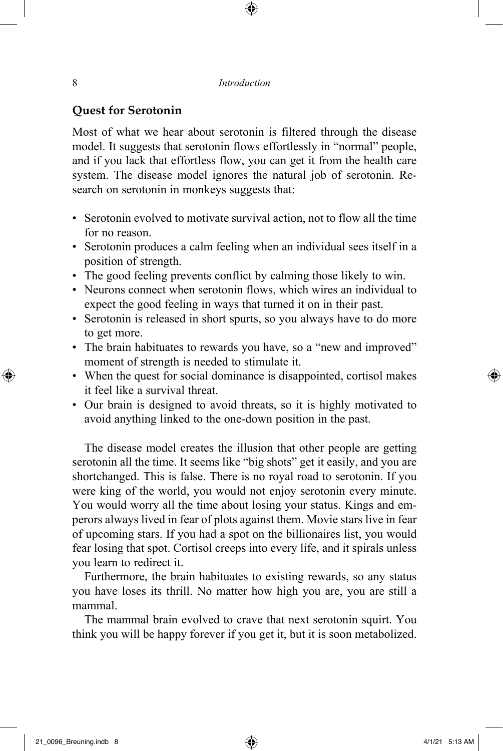## Quest for Serotonin

Most of what we hear about serotonin is filtered through the disease model. It suggests that serotonin flows effortlessly in "normal" people, and if you lack that effortless flow, you can get it from the health care system. The disease model ignores the natural job of serotonin. Research on serotonin in monkeys suggests that:

- Serotonin evolved to motivate survival action, not to flow all the time for no reason.
- Serotonin produces a calm feeling when an individual sees itself in a position of strength.
- The good feeling prevents conflict by calming those likely to win.
- Neurons connect when serotonin flows, which wires an individual to expect the good feeling in ways that turned it on in their past.
- Serotonin is released in short spurts, so you always have to do more to get more.
- The brain habituates to rewards you have, so a "new and improved" moment of strength is needed to stimulate it.
- When the quest for social dominance is disappointed, cortisol makes it feel like a survival threat.
- Our brain is designed to avoid threats, so it is highly motivated to avoid anything linked to the one-down position in the past.

The disease model creates the illusion that other people are getting serotonin all the time. It seems like "big shots" get it easily, and you are shortchanged. This is false. There is no royal road to serotonin. If you were king of the world, you would not enjoy serotonin every minute. You would worry all the time about losing your status. Kings and emperors always lived in fear of plots against them. Movie stars live in fear of upcoming stars. If you had a spot on the billionaires list, you would fear losing that spot. Cortisol creeps into every life, and it spirals unless you learn to redirect it.

Furthermore, the brain habituates to existing rewards, so any status you have loses its thrill. No matter how high you are, you are still a mammal.

The mammal brain evolved to crave that next serotonin squirt. You think you will be happy forever if you get it, but it is soon metabolized.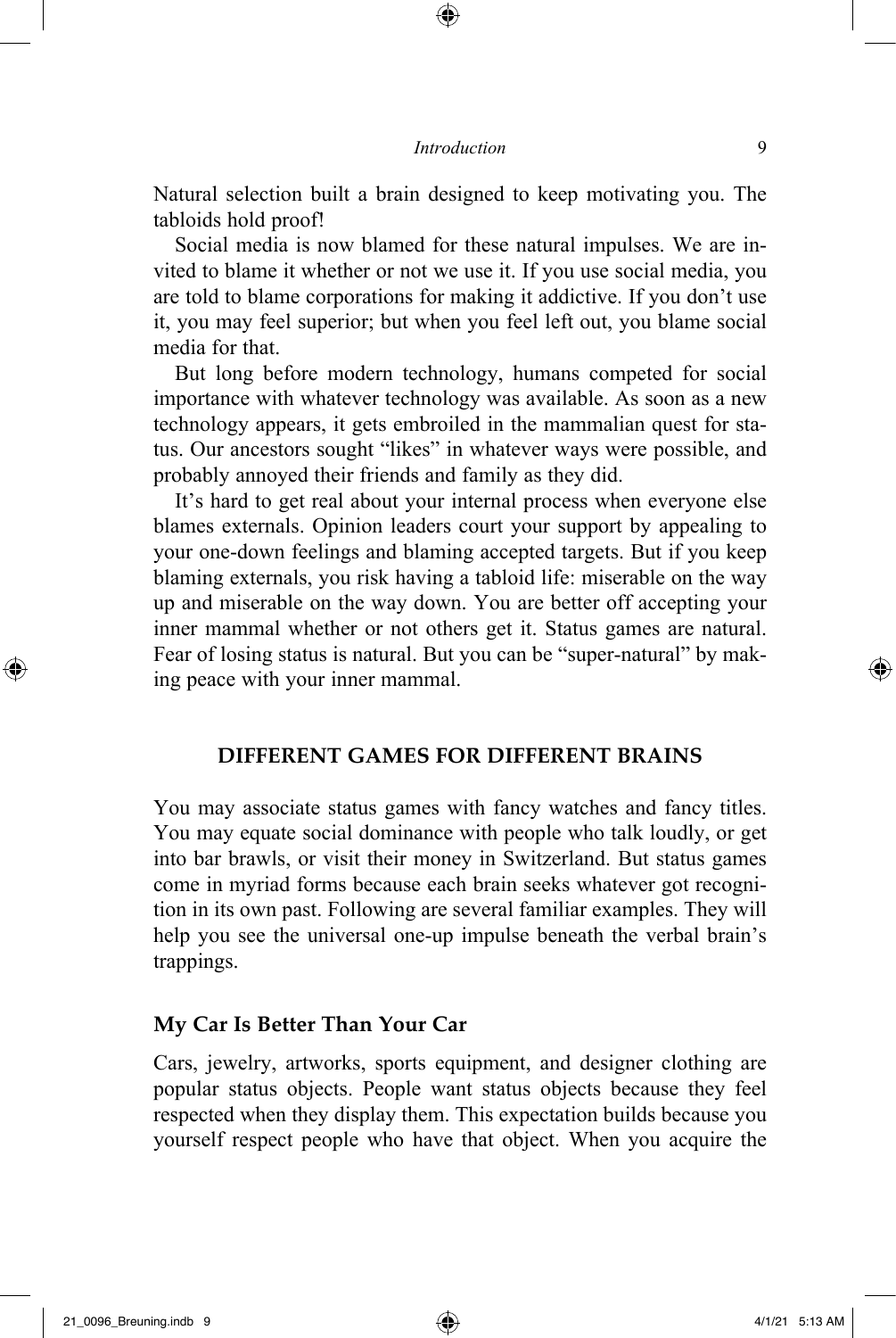Natural selection built a brain designed to keep motivating you. The tabloids hold proof!

Social media is now blamed for these natural impulses. We are invited to blame it whether or not we use it. If you use social media, you are told to blame corporations for making it addictive. If you don't use it, you may feel superior; but when you feel left out, you blame social media for that.

But long before modern technology, humans competed for social importance with whatever technology was available. As soon as a new technology appears, it gets embroiled in the mammalian quest for status. Our ancestors sought "likes" in whatever ways were possible, and probably annoyed their friends and family as they did.

It's hard to get real about your internal process when everyone else blames externals. Opinion leaders court your support by appealing to your one-down feelings and blaming accepted targets. But if you keep blaming externals, you risk having a tabloid life: miserable on the way up and miserable on the way down. You are better off accepting your inner mammal whether or not others get it. Status games are natural. Fear of losing status is natural. But you can be "super-natural" by making peace with your inner mammal.

## DIFFERENT GAMES FOR DIFFERENT BRAINS

You may associate status games with fancy watches and fancy titles. You may equate social dominance with people who talk loudly, or get into bar brawls, or visit their money in Switzerland. But status games come in myriad forms because each brain seeks whatever got recognition in its own past. Following are several familiar examples. They will help you see the universal one-up impulse beneath the verbal brain's trappings.

### My Car Is Better Than Your Car

Cars, jewelry, artworks, sports equipment, and designer clothing are popular status objects. People want status objects because they feel respected when they display them. This expectation builds because you yourself respect people who have that object. When you acquire the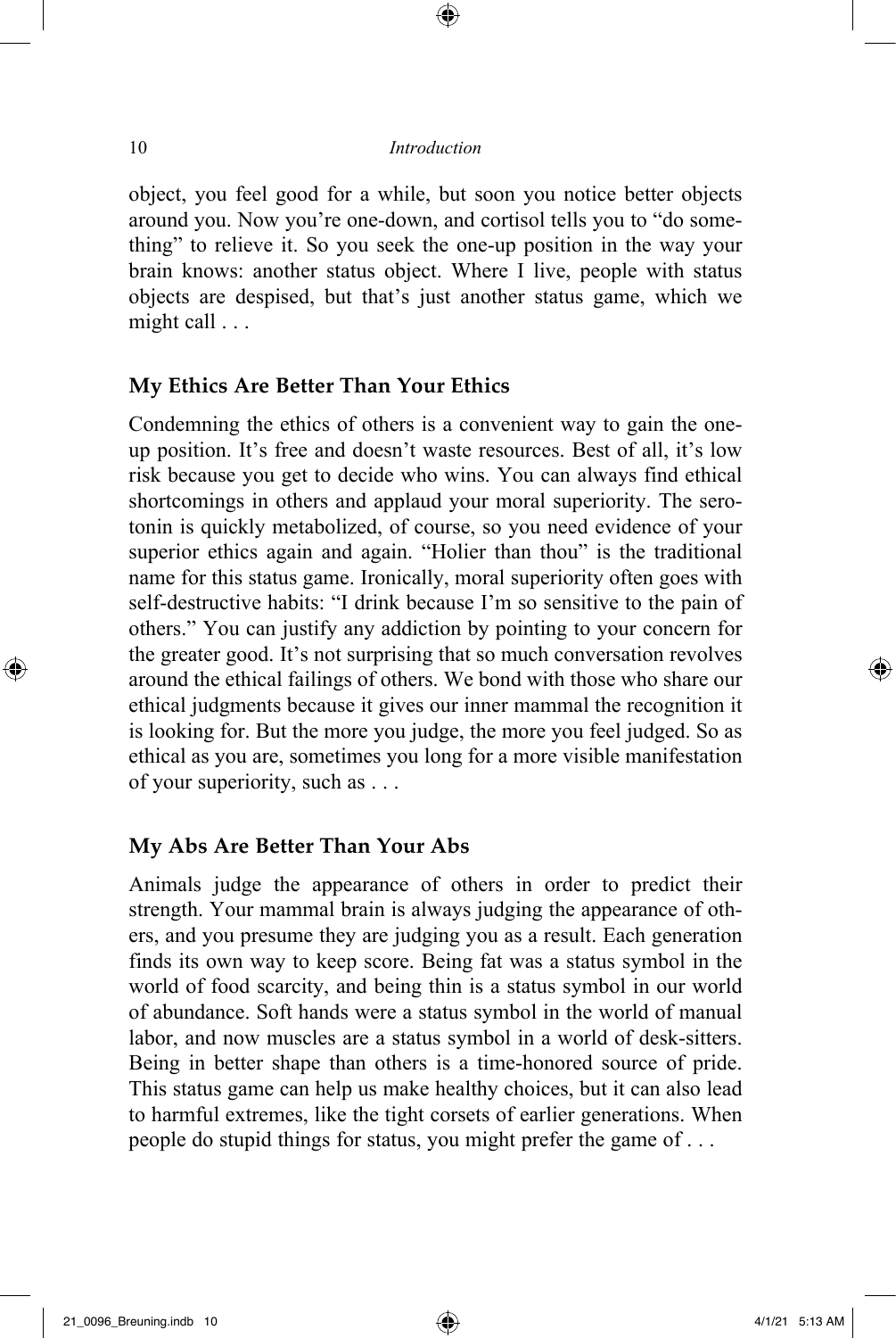object, you feel good for a while, but soon you notice better objects around you. Now you're one-down, and cortisol tells you to "do something" to relieve it. So you seek the one-up position in the way your brain knows: another status object. Where I live, people with status objects are despised, but that's just another status game, which we might call . . .

## My Ethics Are Better Than Your Ethics

Condemning the ethics of others is a convenient way to gain the one-up position. It's free and doesn't waste resources. Best of all, it's low risk because you get to decide who wins. You can always find ethical shortcomings in others and applaud your moral superiority. The serotonin is quickly metabolized, of course, so you need evidence of your superior ethics again and again. "Holier than thou" is the traditional name for this status game. Ironically, moral superiority often goes with self-destructive habits: "I drink because I'm so sensitive to the pain of others." You can justify any addiction by pointing to your concern for the greater good. It's not surprising that so much conversation revolves around the ethical failings of others. We bond with those who share our ethical judgments because it gives our inner mammal the recognition it is looking for. But the more you judge, the more you feel judged. So as ethical as you are, sometimes you long for a more visible manifestation of your superiority, such as . . .

## My Abs Are Better Than Your Abs

Animals judge the appearance of others in order to predict their strength. Your mammal brain is always judging the appearance of others, and you presume they are judging you as a result. Each generation finds its own way to keep score. Being fat was a status symbol in the world of food scarcity, and being thin is a status symbol in our world of abundance. Soft hands were a status symbol in the world of manual labor, and now muscles are a status symbol in a world of desk-sitters. Being in better shape than others is a time-honored source of pride. This status game can help us make healthy choices, but it can also lead to harmful extremes, like the tight corsets of earlier generations. When people do stupid things for status, you might prefer the game of . . .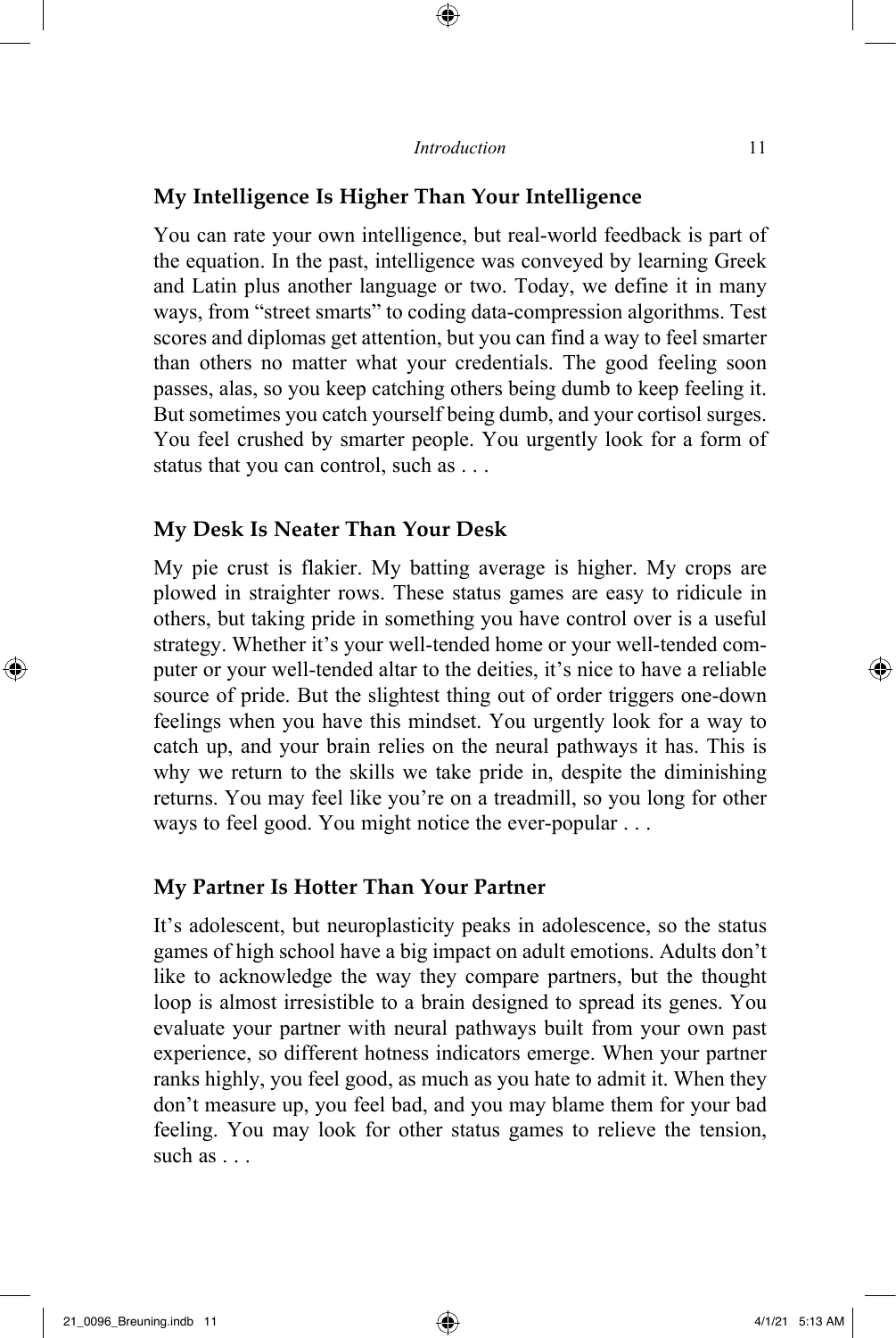## My Intelligence Is Higher Than Your Intelligence

You can rate your own intelligence, but real-world feedback is part of the equation. In the past, intelligence was conveyed by learning Greek and Latin plus another language or two. Today, we define it in many ways, from "street smarts" to coding data-compression algorithms. Test scores and diplomas get attention, but you can find a way to feel smarter than others no matter what your credentials. The good feeling soon passes, alas, so you keep catching others being dumb to keep feeling it. But sometimes you catch yourself being dumb, and your cortisol surges. You feel crushed by smarter people. You urgently look for a form of status that you can control, such as . . .

## My Desk Is Neater Than Your Desk

My pie crust is flakier. My batting average is higher. My crops are plowed in straighter rows. These status games are easy to ridicule in others, but taking pride in something you have control over is a useful strategy. Whether it's your well-tended home or your well-tended computer or your well-tended altar to the deities, it's nice to have a reliable source of pride. But the slightest thing out of order triggers one-down feelings when you have this mindset. You urgently look for a way to catch up, and your brain relies on the neural pathways it has. This is why we return to the skills we take pride in, despite the diminishing returns. You may feel like you're on a treadmill, so you long for other ways to feel good. You might notice the ever-popular . . .

## My Partner Is Hotter Than Your Partner

It's adolescent, but neuroplasticity peaks in adolescence, so the status games of high school have a big impact on adult emotions. Adults don't like to acknowledge the way they compare partners, but the thought loop is almost irresistible to a brain designed to spread its genes. You evaluate your partner with neural pathways built from your own past experience, so different hotness indicators emerge. When your partner ranks highly, you feel good, as much as you hate to admit it. When they don't measure up, you feel bad, and you may blame them for your bad feeling. You may look for other status games to relieve the tension, such as . . .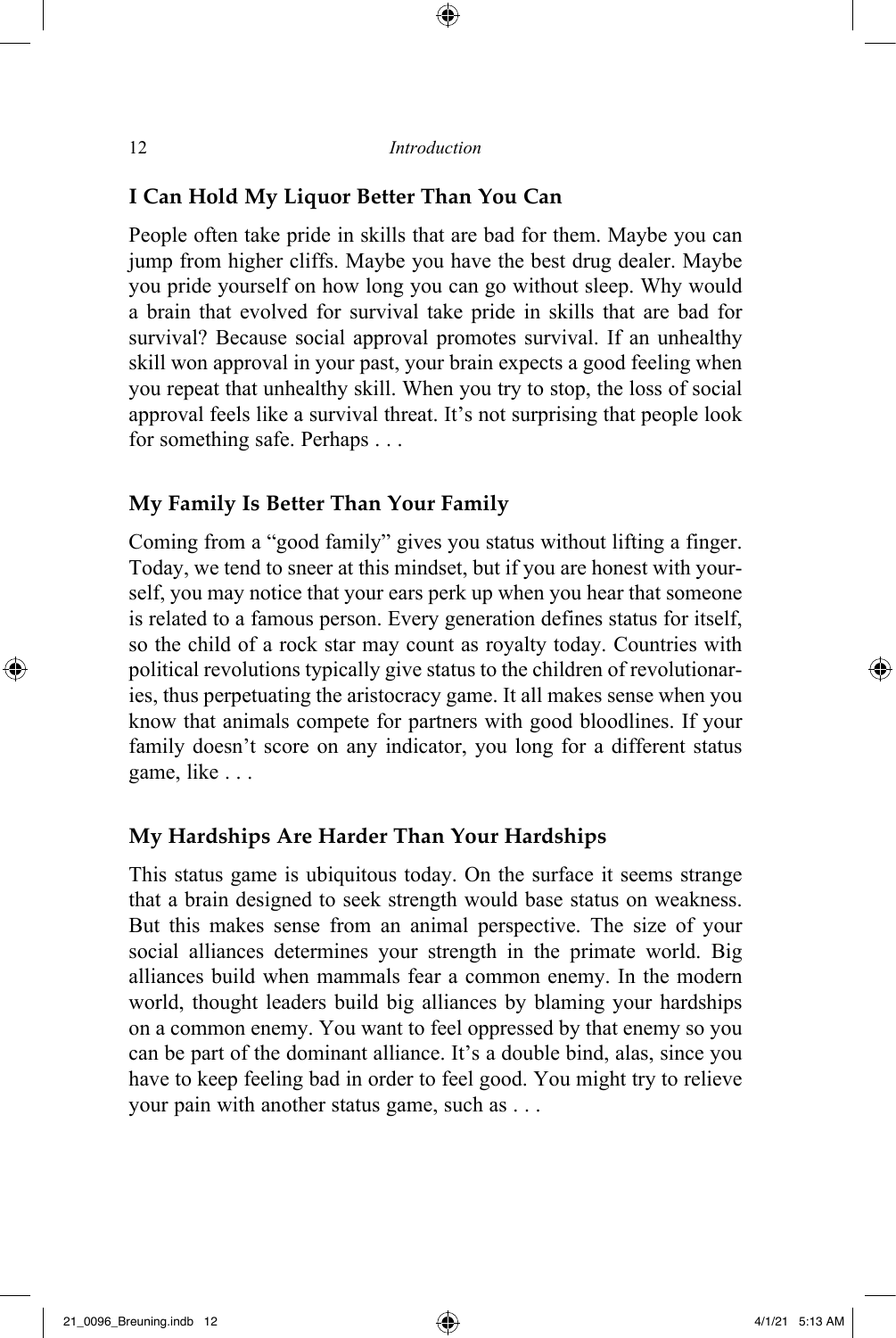## I Can Hold My Liquor Better Than You Can

People often take pride in skills that are bad for them. Maybe you can jump from higher cliffs. Maybe you have the best drug dealer. Maybe you pride yourself on how long you can go without sleep. Why would a brain that evolved for survival take pride in skills that are bad for survival? Because social approval promotes survival. If an unhealthy skill won approval in your past, your brain expects a good feeling when you repeat that unhealthy skill. When you try to stop, the loss of social approval feels like a survival threat. It's not surprising that people look for something safe. Perhaps . . .

## My Family Is Better Than Your Family

Coming from a "good family" gives you status without lifting a finger. Today, we tend to sneer at this mindset, but if you are honest with yourself, you may notice that your ears perk up when you hear that someone is related to a famous person. Every generation defines status for itself, so the child of a rock star may count as royalty today. Countries with political revolutions typically give status to the children of revolutionaries, thus perpetuating the aristocracy game. It all makes sense when you know that animals compete for partners with good bloodlines. If your family doesn't score on any indicator, you long for a different status game, like . . .

## My Hardships Are Harder Than Your Hardships

This status game is ubiquitous today. On the surface it seems strange that a brain designed to seek strength would base status on weakness. But this makes sense from an animal perspective. The size of your social alliances determines your strength in the primate world. Big alliances build when mammals fear a common enemy. In the modern world, thought leaders build big alliances by blaming your hardships on a common enemy. You want to feel oppressed by that enemy so you can be part of the dominant alliance. It's a double bind, alas, since you have to keep feeling bad in order to feel good. You might try to relieve your pain with another status game, such as . . .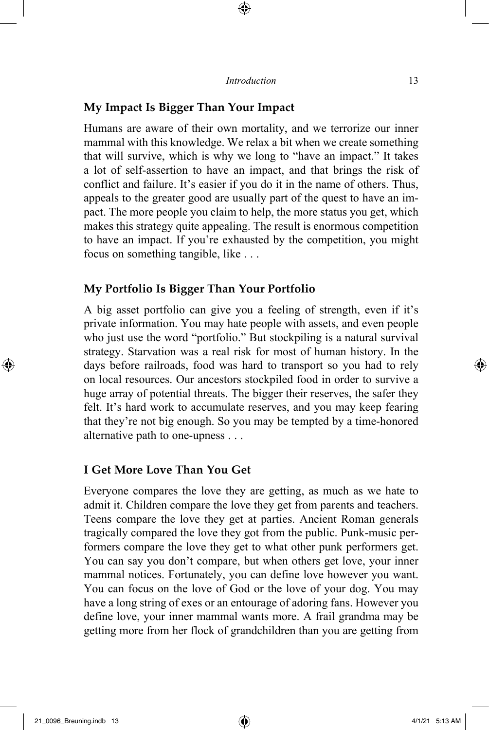## My Impact Is Bigger Than Your Impact

Humans are aware of their own mortality, and we terrorize our inner mammal with this knowledge. We relax a bit when we create something that will survive, which is why we long to "have an impact." It takes a lot of self-assertion to have an impact, and that brings the risk of conflict and failure. It's easier if you do it in the name of others. Thus, appeals to the greater good are usually part of the quest to have an impact. The more people you claim to help, the more status you get, which makes this strategy quite appealing. The result is enormous competition to have an impact. If you're exhausted by the competition, you might focus on something tangible, like . . .

## My Portfolio Is Bigger Than Your Portfolio

A big asset portfolio can give you a feeling of strength, even if it's private information. You may hate people with assets, and even people who just use the word "portfolio." But stockpiling is a natural survival strategy. Starvation was a real risk for most of human history. In the days before railroads, food was hard to transport so you had to rely on local resources. Our ancestors stockpiled food in order to survive a huge array of potential threats. The bigger their reserves, the safer they felt. It's hard work to accumulate reserves, and you may keep fearing that they're not big enough. So you may be tempted by a time-honored alternative path to one-upness . . .

## I Get More Love Than You Get

Everyone compares the love they are getting, as much as we hate to admit it. Children compare the love they get from parents and teachers. Teens compare the love they get at parties. Ancient Roman generals tragically compared the love they got from the public. Punk-music performers compare the love they get to what other punk performers get. You can say you don't compare, but when others get love, your inner mammal notices. Fortunately, you can define love however you want. You can focus on the love of God or the love of your dog. You may have a long string of exes or an entourage of adoring fans. However you define love, your inner mammal wants more. A frail grandma may be getting more from her flock of grandchildren than you are getting from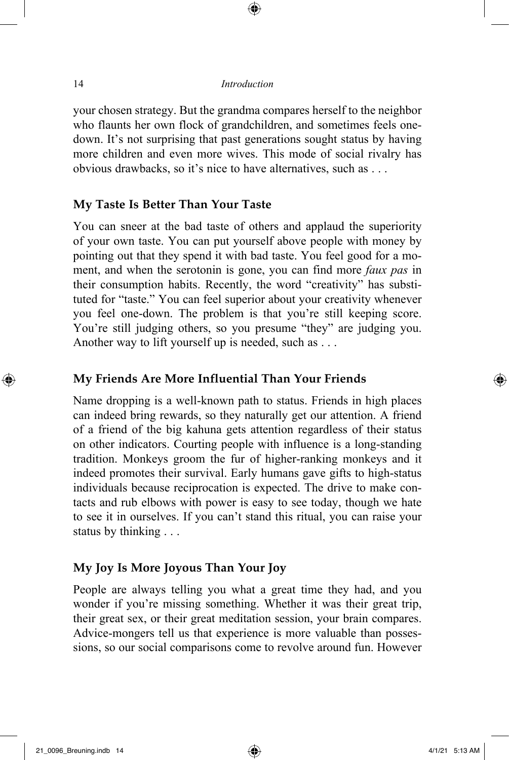your chosen strategy. But the grandma compares herself to the neighbor who flaunts her own flock of grandchildren, and sometimes feels one-down. It's not surprising that past generations sought status by having more children and even more wives. This mode of social rivalry has obvious drawbacks, so it's nice to have alternatives, such as . . .

## My Taste Is Better Than Your Taste

You can sneer at the bad taste of others and applaud the superiority of your own taste. You can put yourself above people with money by pointing out that they spend it with bad taste. You feel good for a moment, and when the serotonin is gone, you can find more *faux pas* in their consumption habits. Recently, the word "creativity" has substituted for "taste." You can feel superior about your creativity whenever you feel one-down. The problem is that you're still keeping score. You're still judging others, so you presume "they" are judging you. Another way to lift yourself up is needed, such as . . .

## My Friends Are More Influential Than Your Friends

Name dropping is a well-known path to status. Friends in high places can indeed bring rewards, so they naturally get our attention. A friend of a friend of the big kahuna gets attention regardless of their status on other indicators. Courting people with influence is a long-standing tradition. Monkeys groom the fur of higher-ranking monkeys and it indeed promotes their survival. Early humans gave gifts to high-status individuals because reciprocation is expected. The drive to make contacts and rub elbows with power is easy to see today, though we hate to see it in ourselves. If you can't stand this ritual, you can raise your status by thinking . . .

## My Joy Is More Joyous Than Your Joy

People are always telling you what a great time they had, and you wonder if you're missing something. Whether it was their great trip, their great sex, or their great meditation session, your brain compares. Advice-mongers tell us that experience is more valuable than possessions, so our social comparisons come to revolve around fun. However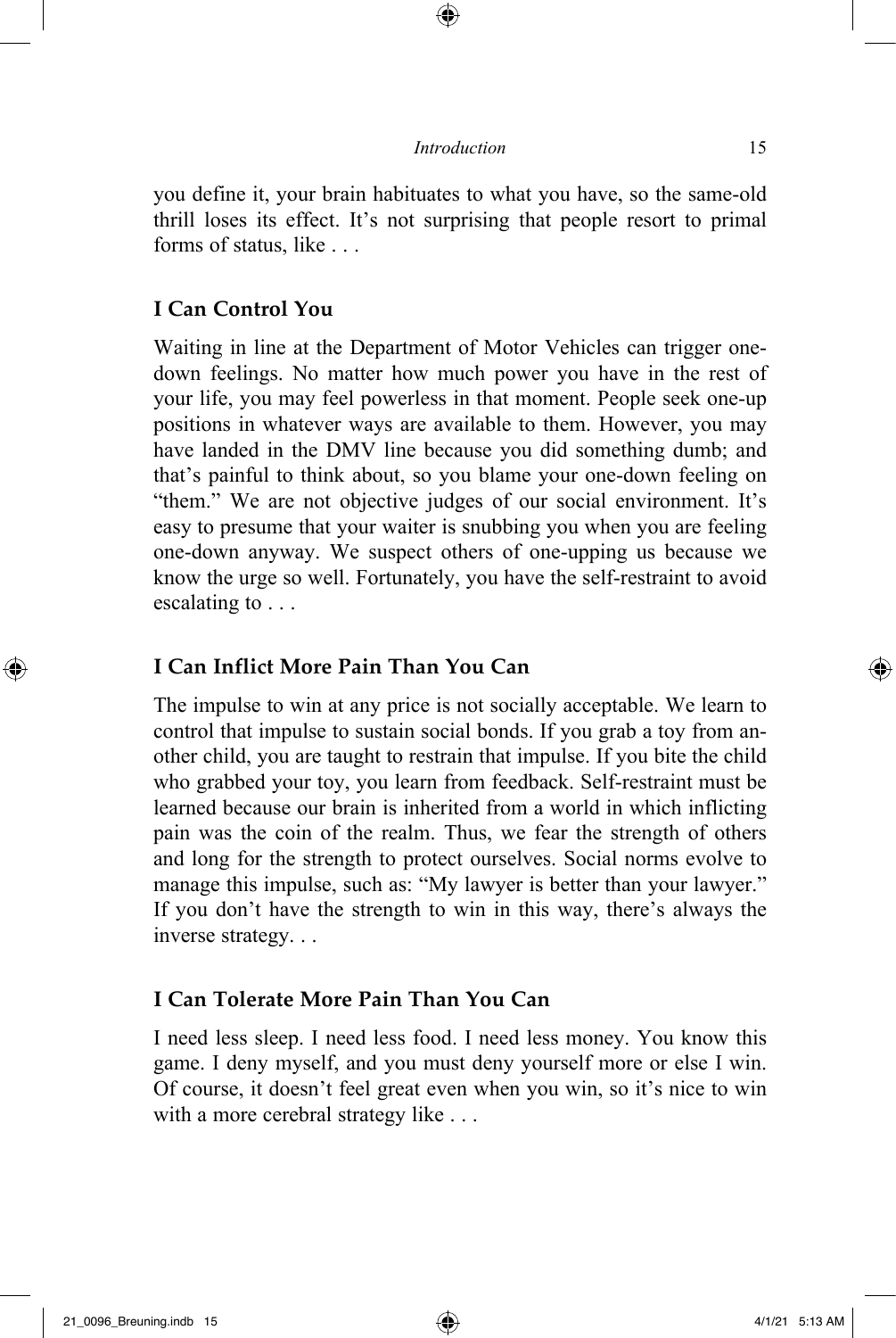you define it, your brain habituates to what you have, so the same-old thrill loses its effect. It's not surprising that people resort to primal forms of status, like . . .

### I Can Control You

Waiting in line at the Department of Motor Vehicles can trigger one-down feelings. No matter how much power you have in the rest of your life, you may feel powerless in that moment. People seek one-up positions in whatever ways are available to them. However, you may have landed in the DMV line because you did something dumb; and that's painful to think about, so you blame your one-down feeling on "them." We are not objective judges of our social environment. It's easy to presume that your waiter is snubbing you when you are feeling one-down anyway. We suspect others of one-upping us because we know the urge so well. Fortunately, you have the self-restraint to avoid escalating to . . .

### I Can Inflict More Pain Than You Can

The impulse to win at any price is not socially acceptable. We learn to control that impulse to sustain social bonds. If you grab a toy from another child, you are taught to restrain that impulse. If you bite the child who grabbed your toy, you learn from feedback. Self-restraint must be learned because our brain is inherited from a world in which inflicting pain was the coin of the realm. Thus, we fear the strength of others and long for the strength to protect ourselves. Social norms evolve to manage this impulse, such as: "My lawyer is better than your lawyer." If you don't have the strength to win in this way, there's always the inverse strategy. . .

### I Can Tolerate More Pain Than You Can

I need less sleep. I need less food. I need less money. You know this game. I deny myself, and you must deny yourself more or else I win. Of course, it doesn't feel great even when you win, so it's nice to win with a more cerebral strategy like . . .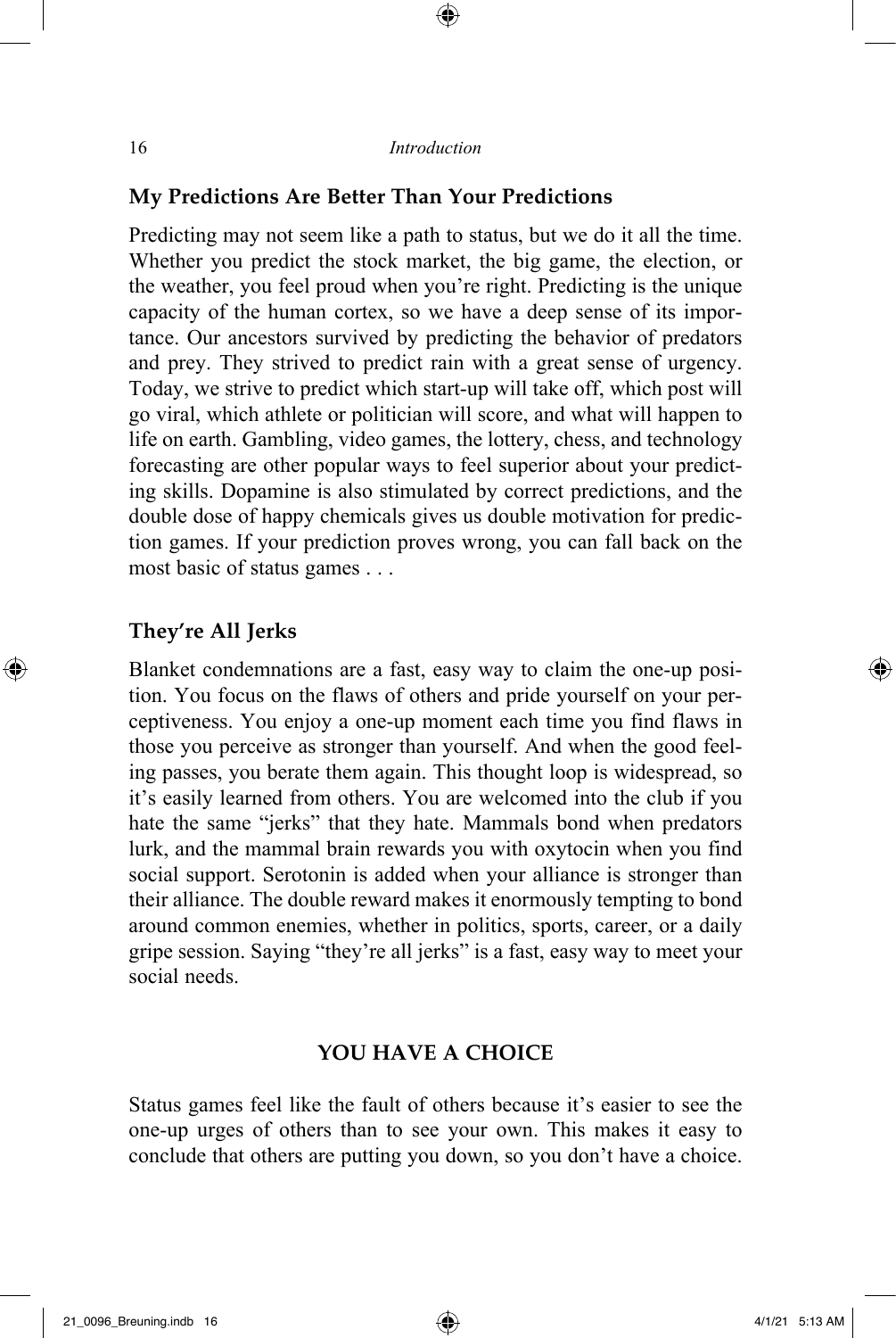### My Predictions Are Better Than Your Predictions

Predicting may not seem like a path to status, but we do it all the time. Whether you predict the stock market, the big game, the election, or the weather, you feel proud when you're right. Predicting is the unique capacity of the human cortex, so we have a deep sense of its importance. Our ancestors survived by predicting the behavior of predators and prey. They strived to predict rain with a great sense of urgency. Today, we strive to predict which start-up will take off, which post will go viral, which athlete or politician will score, and what will happen to life on earth. Gambling, video games, the lottery, chess, and technology forecasting are other popular ways to feel superior about your predicting skills. Dopamine is also stimulated by correct predictions, and the double dose of happy chemicals gives us double motivation for prediction games. If your prediction proves wrong, you can fall back on the most basic of status games . . .

### They're All Jerks

Blanket condemnations are a fast, easy way to claim the one-up position. You focus on the flaws of others and pride yourself on your perceptiveness. You enjoy a one-up moment each time you find flaws in those you perceive as stronger than yourself. And when the good feeling passes, you berate them again. This thought loop is widespread, so it's easily learned from others. You are welcomed into the club if you hate the same "jerks" that they hate. Mammals bond when predators lurk, and the mammal brain rewards you with oxytocin when you find social support. Serotonin is added when your alliance is stronger than their alliance. The double reward makes it enormously tempting to bond around common enemies, whether in politics, sports, career, or a daily gripe session. Saying "they're all jerks" is a fast, easy way to meet your social needs.

## YOU HAVE A CHOICE

Status games feel like the fault of others because it's easier to see the one-up urges of others than to see your own. This makes it easy to conclude that others are putting you down, so you don't have a choice.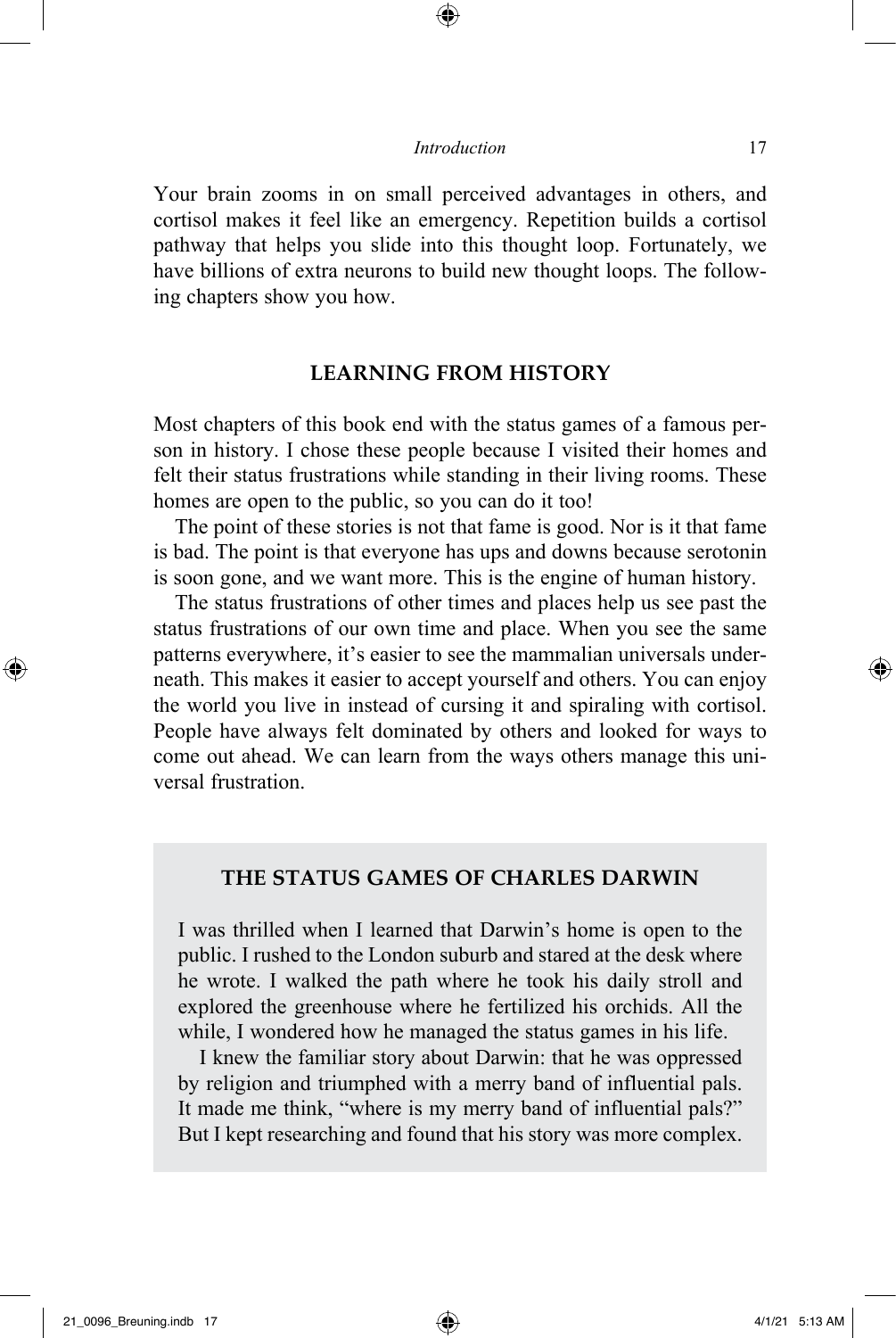Your brain zooms in on small perceived advantages in others, and cortisol makes it feel like an emergency. Repetition builds a cortisol pathway that helps you slide into this thought loop. Fortunately, we have billions of extra neurons to build new thought loops. The following chapters show you how.

## LEARNING FROM HISTORY

Most chapters of this book end with the status games of a famous person in history. I chose these people because I visited their homes and felt their status frustrations while standing in their living rooms. These homes are open to the public, so you can do it too!

The point of these stories is not that fame is good. Nor is it that fame is bad. The point is that everyone has ups and downs because serotonin is soon gone, and we want more. This is the engine of human history.

The status frustrations of other times and places help us see past the status frustrations of our own time and place. When you see the same patterns everywhere, it's easier to see the mammalian universals underneath. This makes it easier to accept yourself and others. You can enjoy the world you live in instead of cursing it and spiraling with cortisol. People have always felt dominated by others and looked for ways to come out ahead. We can learn from the ways others manage this universal frustration.

### THE STATUS GAMES OF CHARLES DARWIN

I was thrilled when I learned that Darwin's home is open to the public. I rushed to the London suburb and stared at the desk where he wrote. I walked the path where he took his daily stroll and explored the greenhouse where he fertilized his orchids. All the while, I wondered how he managed the status games in his life.

I knew the familiar story about Darwin: that he was oppressed by religion and triumphed with a merry band of influential pals. It made me think, "where is my merry band of influential pals?" But I kept researching and found that his story was more complex.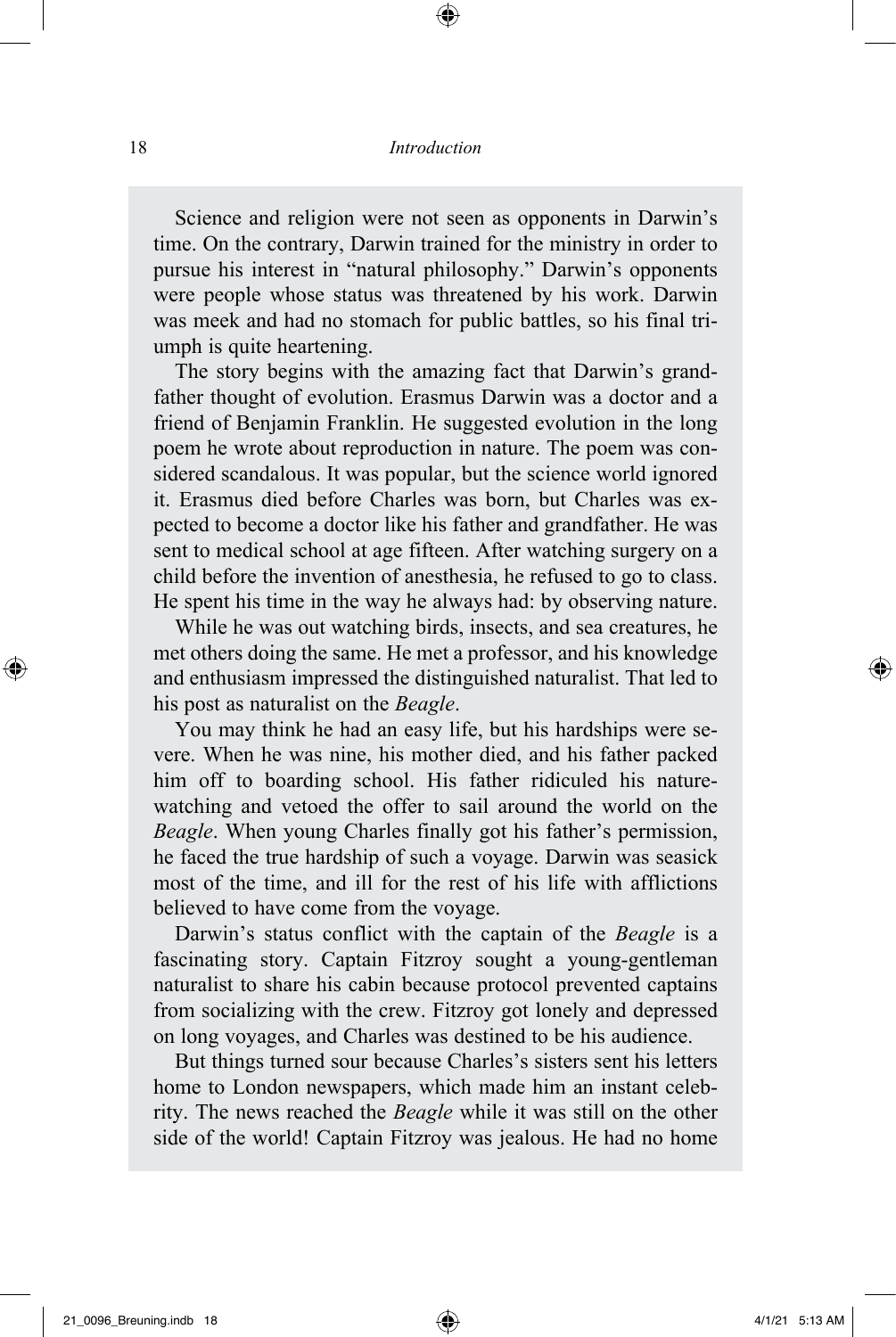Science and religion were not seen as opponents in Darwin's time. On the contrary, Darwin trained for the ministry in order to pursue his interest in "natural philosophy." Darwin's opponents were people whose status was threatened by his work. Darwin was meek and had no stomach for public battles, so his final triumph is quite heartening.

The story begins with the amazing fact that Darwin's grandfather thought of evolution. Erasmus Darwin was a doctor and a friend of Benjamin Franklin. He suggested evolution in the long poem he wrote about reproduction in nature. The poem was considered scandalous. It was popular, but the science world ignored it. Erasmus died before Charles was born, but Charles was expected to become a doctor like his father and grandfather. He was sent to medical school at age fifteen. After watching surgery on a child before the invention of anesthesia, he refused to go to class. He spent his time in the way he always had: by observing nature.

While he was out watching birds, insects, and sea creatures, he met others doing the same. He met a professor, and his knowledge and enthusiasm impressed the distinguished naturalist. That led to his post as naturalist on the *Beagle*.

You may think he had an easy life, but his hardships were severe. When he was nine, his mother died, and his father packed him off to boarding school. His father ridiculed his nature-watching and vetoed the offer to sail around the world on the *Beagle*. When young Charles finally got his father's permission, he faced the true hardship of such a voyage. Darwin was seasick most of the time, and ill for the rest of his life with afflictions believed to have come from the voyage.

Darwin's status conflict with the captain of the *Beagle* is a fascinating story. Captain Fitzroy sought a young-gentleman naturalist to share his cabin because protocol prevented captains from socializing with the crew. Fitzroy got lonely and depressed on long voyages, and Charles was destined to be his audience.

But things turned sour because Charles's sisters sent his letters home to London newspapers, which made him an instant celebrity. The news reached the *Beagle* while it was still on the other side of the world! Captain Fitzroy was jealous. He had no home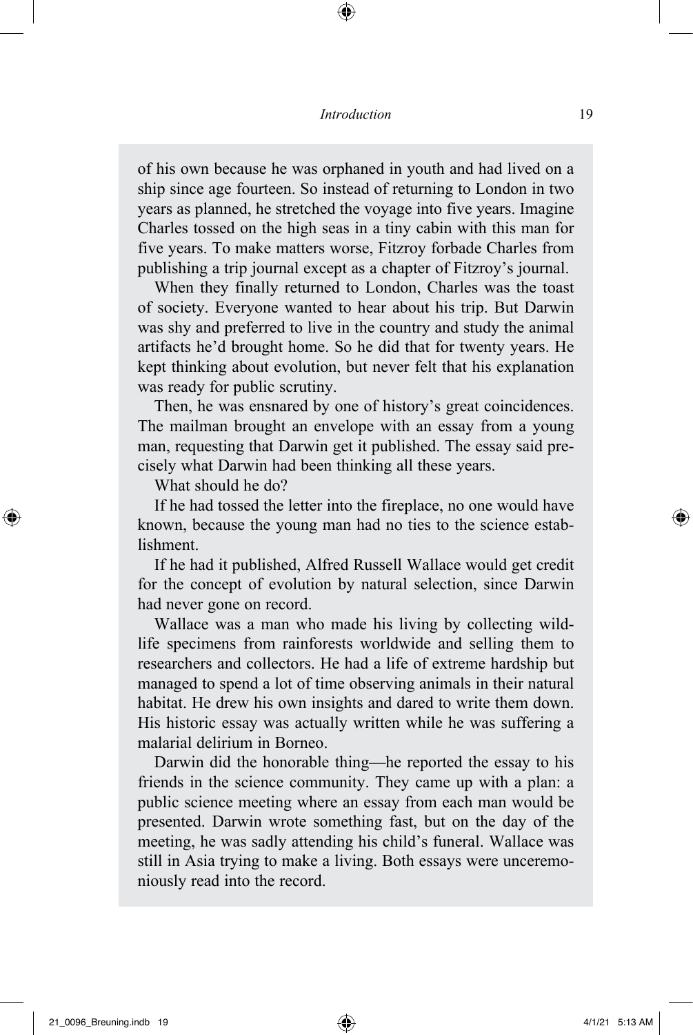of his own because he was orphaned in youth and had lived on a ship since age fourteen. So instead of returning to London in two years as planned, he stretched the voyage into five years. Imagine Charles tossed on the high seas in a tiny cabin with this man for five years. To make matters worse, Fitzroy forbade Charles from publishing a trip journal except as a chapter of Fitzroy's journal.

When they finally returned to London, Charles was the toast of society. Everyone wanted to hear about his trip. But Darwin was shy and preferred to live in the country and study the animal artifacts he'd brought home. So he did that for twenty years. He kept thinking about evolution, but never felt that his explanation was ready for public scrutiny.

Then, he was ensnared by one of history's great coincidences. The mailman brought an envelope with an essay from a young man, requesting that Darwin get it published. The essay said precisely what Darwin had been thinking all these years.

What should he do?

If he had tossed the letter into the fireplace, no one would have known, because the young man had no ties to the science establishment.

If he had it published, Alfred Russell Wallace would get credit for the concept of evolution by natural selection, since Darwin had never gone on record.

Wallace was a man who made his living by collecting wildlife specimens from rainforests worldwide and selling them to researchers and collectors. He had a life of extreme hardship but managed to spend a lot of time observing animals in their natural habitat. He drew his own insights and dared to write them down. His historic essay was actually written while he was suffering a malarial delirium in Borneo.

Darwin did the honorable thing—he reported the essay to his friends in the science community. They came up with a plan: a public science meeting where an essay from each man would be presented. Darwin wrote something fast, but on the day of the meeting, he was sadly attending his child's funeral. Wallace was still in Asia trying to make a living. Both essays were unceremoniously read into the record.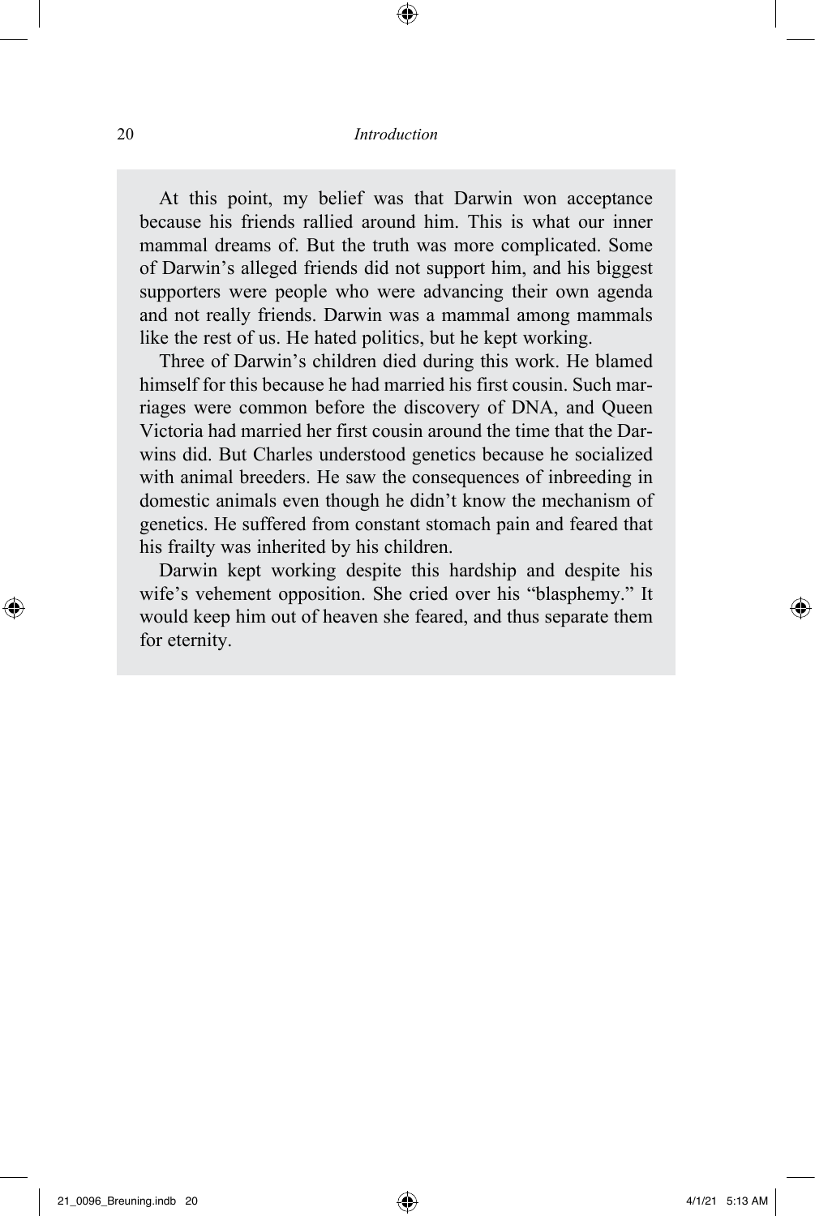At this point, my belief was that Darwin won acceptance because his friends rallied around him. This is what our inner mammal dreams of. But the truth was more complicated. Some of Darwin's alleged friends did not support him, and his biggest supporters were people who were advancing their own agenda and not really friends. Darwin was a mammal among mammals like the rest of us. He hated politics, but he kept working.

Three of Darwin's children died during this work. He blamed himself for this because he had married his first cousin. Such marriages were common before the discovery of DNA, and Queen Victoria had married her first cousin around the time that the Darwins did. But Charles understood genetics because he socialized with animal breeders. He saw the consequences of inbreeding in domestic animals even though he didn't know the mechanism of genetics. He suffered from constant stomach pain and feared that his frailty was inherited by his children.

Darwin kept working despite this hardship and despite his wife's vehement opposition. She cried over his "blasphemy." It would keep him out of heaven she feared, and thus separate them for eternity.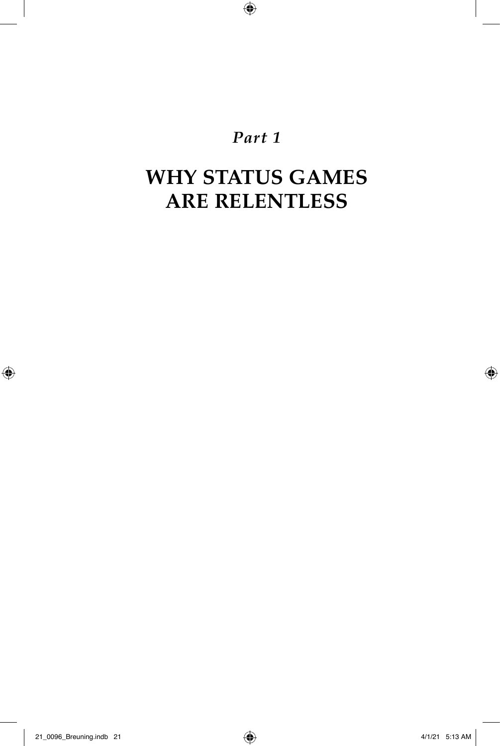*Part 1*

# WHY STATUS GAMES ARE RELENTLESS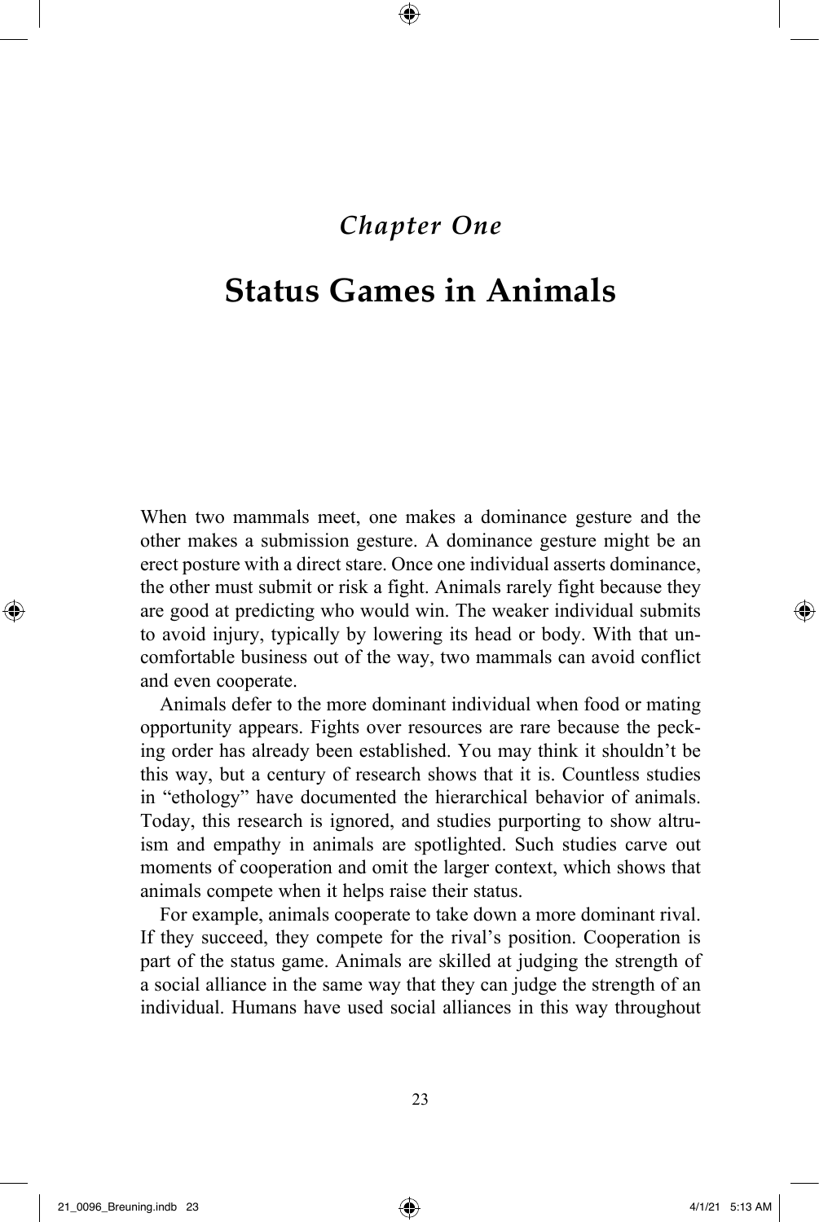## *Chapter One*

# Status Games in Animals

When two mammals meet, one makes a dominance gesture and the other makes a submission gesture. A dominance gesture might be an erect posture with a direct stare. Once one individual asserts dominance, the other must submit or risk a fight. Animals rarely fight because they are good at predicting who would win. The weaker individual submits to avoid injury, typically by lowering its head or body. With that uncomfortable business out of the way, two mammals can avoid conflict and even cooperate.

Animals defer to the more dominant individual when food or mating opportunity appears. Fights over resources are rare because the pecking order has already been established. You may think it shouldn't be this way, but a century of research shows that it is. Countless studies in "ethology" have documented the hierarchical behavior of animals. Today, this research is ignored, and studies purporting to show altruism and empathy in animals are spotlighted. Such studies carve out moments of cooperation and omit the larger context, which shows that animals compete when it helps raise their status.

For example, animals cooperate to take down a more dominant rival. If they succeed, they compete for the rival's position. Cooperation is part of the status game. Animals are skilled at judging the strength of a social alliance in the same way that they can judge the strength of an individual. Humans have used social alliances in this way throughout